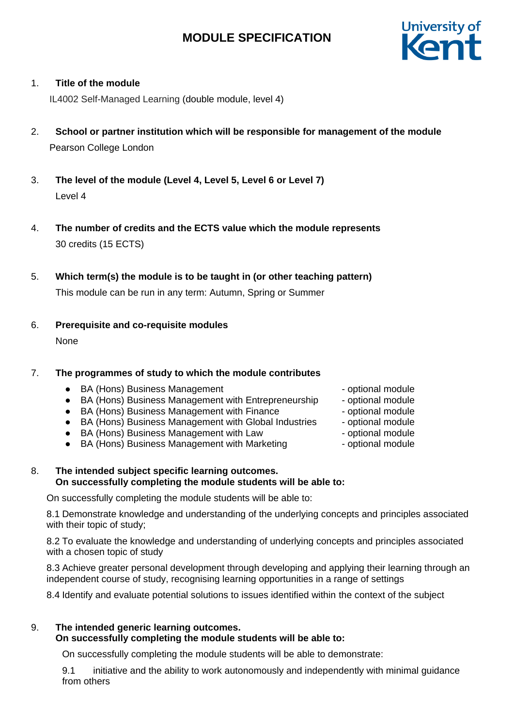# MODULE SPECIFICATION

1. **Title of the module**

   IL4002 Self-Managed Learning (double module, level 4)

2. **School or partner institution which will be responsible for management of the module**

   Pearson College London

3. **The level of the module (Level 4, Level 5, Level 6 or Level 7)**

   Level 4

4. **The number of credits and the ECTS value which the module represents**

   30 credits (15 ECTS)

5. **Which term(s) the module is to be taught in (or other teaching pattern)**

   This module can be run in any term: Autumn, Spring or Summer

6. **Prerequisite and co-requisite modules**

   None

7. **The programmes of study to which the module contributes**

   - BA (Hons) Business Management - optional module
   - BA (Hons) Business Management with Entrepreneurship - optional module
   - BA (Hons) Business Management with Finance - optional module
   - BA (Hons) Business Management with Global Industries - optional module
   - BA (Hons) Business Management with Law - optional module
   - BA (Hons) Business Management with Marketing - optional module

8. **The intended subject specific learning outcomes.**
   **On successfully completing the module students will be able to:**

   On successfully completing the module students will be able to:

   8.1 Demonstrate knowledge and understanding of the underlying concepts and principles associated with their topic of study;

   8.2 To evaluate the knowledge and understanding of underlying concepts and principles associated with a chosen topic of study

   8.3 Achieve greater personal development through developing and applying their learning through an independent course of study, recognising learning opportunities in a range of settings

   8.4 Identify and evaluate potential solutions to issues identified within the context of the subject

9. **The intended generic learning outcomes.**
   **On successfully completing the module students will be able to:**

   On successfully completing the module students will be able to demonstrate:

   9.1 initiative and the ability to work autonomously and independently with minimal guidance from others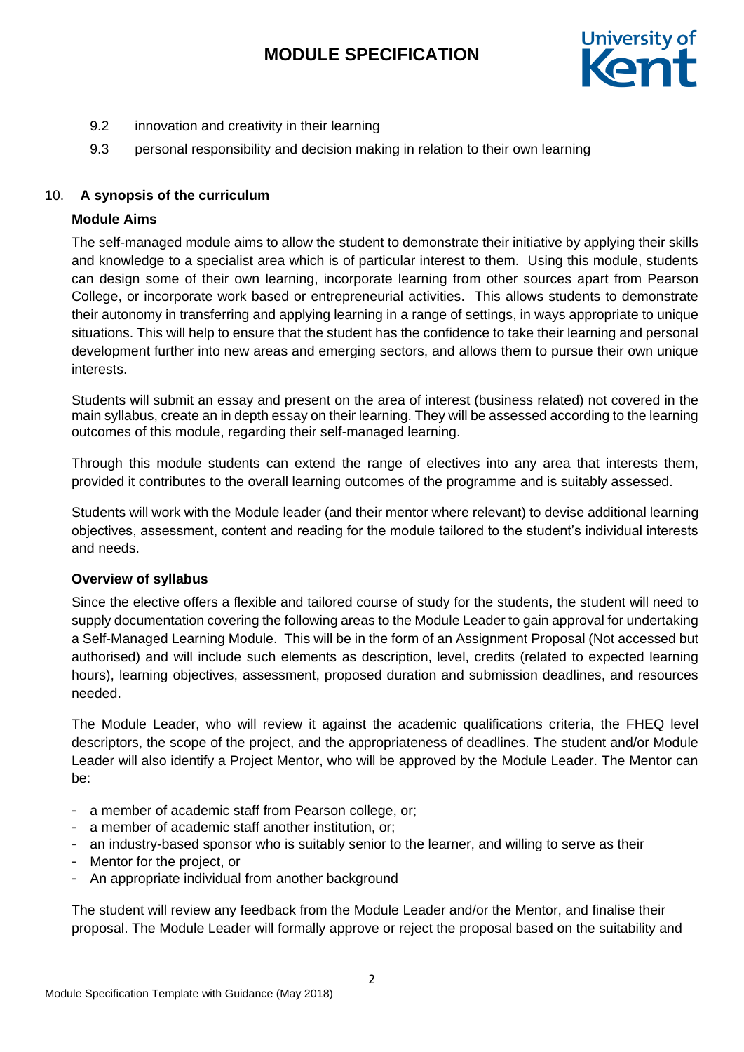9.2 innovation and creativity in their learning

9.3 personal responsibility and decision making in relation to their own learning

10. **A synopsis of the curriculum**

**Module Aims**

The self-managed module aims to allow the student to demonstrate their initiative by applying their skills and knowledge to a specialist area which is of particular interest to them. Using this module, students can design some of their own learning, incorporate learning from other sources apart from Pearson College, or incorporate work based or entrepreneurial activities. This allows students to demonstrate their autonomy in transferring and applying learning in a range of settings, in ways appropriate to unique situations. This will help to ensure that the student has the confidence to take their learning and personal development further into new areas and emerging sectors, and allows them to pursue their own unique interests.

Students will submit an essay and present on the area of interest (business related) not covered in the main syllabus, create an in depth essay on their learning. They will be assessed according to the learning outcomes of this module, regarding their self-managed learning.

Through this module students can extend the range of electives into any area that interests them, provided it contributes to the overall learning outcomes of the programme and is suitably assessed.

Students will work with the Module leader (and their mentor where relevant) to devise additional learning objectives, assessment, content and reading for the module tailored to the student's individual interests and needs.

**Overview of syllabus**

Since the elective offers a flexible and tailored course of study for the students, the student will need to supply documentation covering the following areas to the Module Leader to gain approval for undertaking a Self-Managed Learning Module. This will be in the form of an Assignment Proposal (Not accessed but authorised) and will include such elements as description, level, credits (related to expected learning hours), learning objectives, assessment, proposed duration and submission deadlines, and resources needed.

The Module Leader, who will review it against the academic qualifications criteria, the FHEQ level descriptors, the scope of the project, and the appropriateness of deadlines. The student and/or Module Leader will also identify a Project Mentor, who will be approved by the Module Leader. The Mentor can be:

- a member of academic staff from Pearson college, or;
- a member of academic staff another institution, or;
- an industry-based sponsor who is suitably senior to the learner, and willing to serve as their
- Mentor for the project, or
- An appropriate individual from another background

The student will review any feedback from the Module Leader and/or the Mentor, and finalise their proposal. The Module Leader will formally approve or reject the proposal based on the suitability and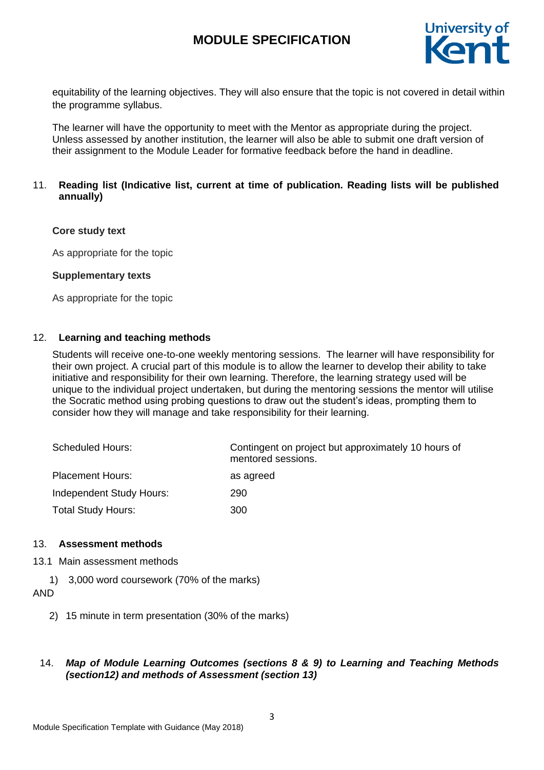equitability of the learning objectives. They will also ensure that the topic is not covered in detail within the programme syllabus.

The learner will have the opportunity to meet with the Mentor as appropriate during the project. Unless assessed by another institution, the learner will also be able to submit one draft version of their assignment to the Module Leader for formative feedback before the hand in deadline.

## 11. Reading list (Indicative list, current at time of publication. Reading lists will be published annually)

**Core study text**

As appropriate for the topic

**Supplementary texts**

As appropriate for the topic

## 12. Learning and teaching methods

Students will receive one-to-one weekly mentoring sessions. The learner will have responsibility for their own project. A crucial part of this module is to allow the learner to develop their ability to take initiative and responsibility for their own learning. Therefore, the learning strategy used will be unique to the individual project undertaken, but during the mentoring sessions the mentor will utilise the Socratic method using probing questions to draw out the student's ideas, prompting them to consider how they will manage and take responsibility for their learning.

| | |
|---|---|
| Scheduled Hours: | Contingent on project but approximately 10 hours of mentored sessions. |
| Placement Hours: | as agreed |
| Independent Study Hours: | 290 |
| Total Study Hours: | 300 |

## 13. Assessment methods

13.1 Main assessment methods

1) 3,000 word coursework (70% of the marks)

AND

2) 15 minute in term presentation (30% of the marks)

## 14. *Map of Module Learning Outcomes (sections 8 & 9) to Learning and Teaching Methods (section12) and methods of Assessment (section 13)*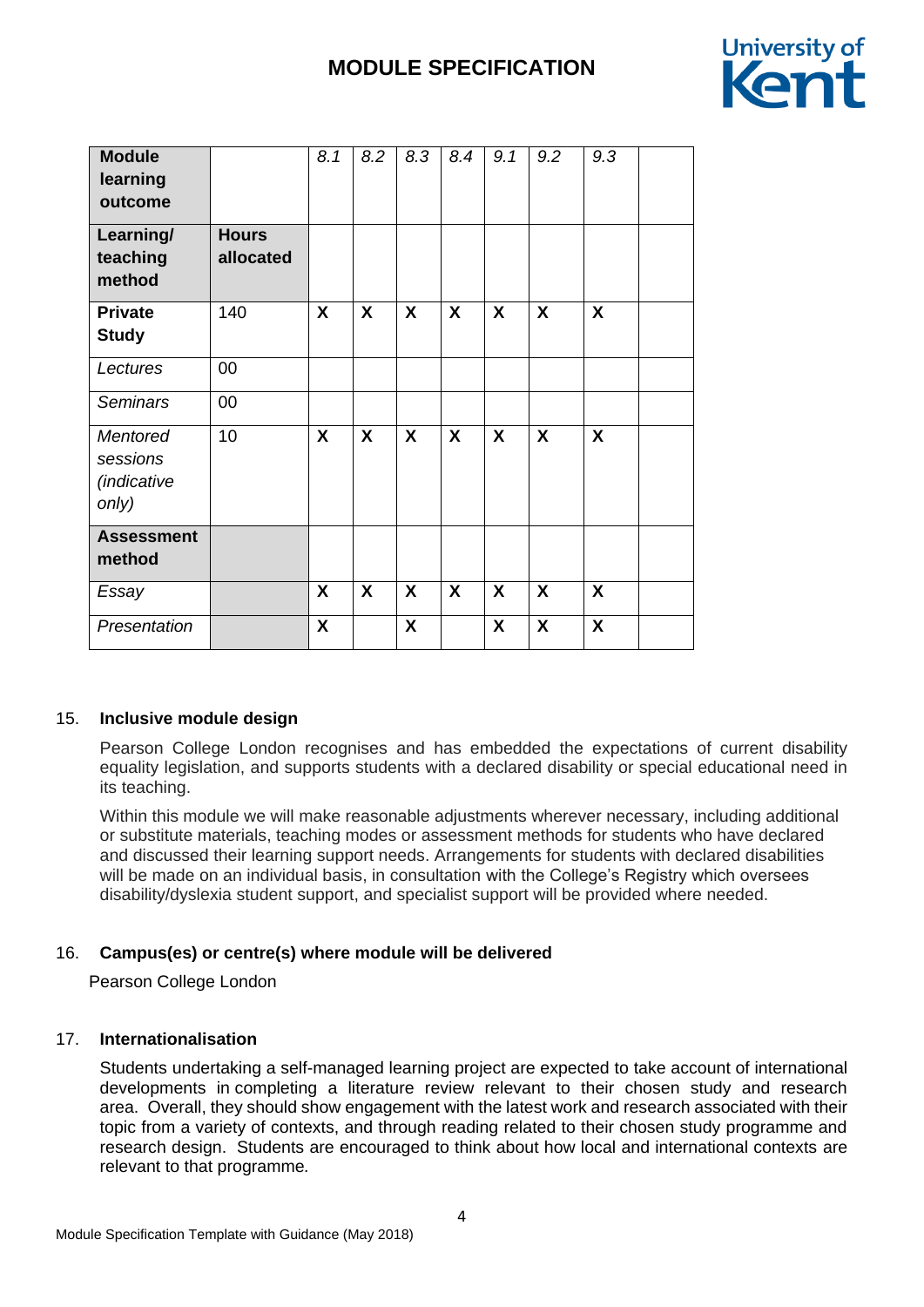| **Module learning outcome** | | *8.1* | *8.2* | *8.3* | *8.4* | *9.1* | *9.2* | *9.3* | |
|---|---|---|---|---|---|---|---|---|---|
| **Learning/ teaching method** | **Hours allocated** | | | | | | | | |
| **Private Study** | 140 | **X** | **X** | **X** | **X** | **X** | **X** | **X** | |
| *Lectures* | 00 | | | | | | | | |
| *Seminars* | 00 | | | | | | | | |
| *Mentored sessions (indicative only)* | 10 | **X** | **X** | **X** | **X** | **X** | **X** | **X** | |
| **Assessment method** | | | | | | | | | |
| *Essay* | | **X** | **X** | **X** | **X** | **X** | **X** | **X** | |
| *Presentation* | | **X** | | **X** | | **X** | **X** | **X** | |

15. **Inclusive module design**

Pearson College London recognises and has embedded the expectations of current disability equality legislation, and supports students with a declared disability or special educational need in its teaching.

Within this module we will make reasonable adjustments wherever necessary, including additional or substitute materials, teaching modes or assessment methods for students who have declared and discussed their learning support needs. Arrangements for students with declared disabilities will be made on an individual basis, in consultation with the College's Registry which oversees disability/dyslexia student support, and specialist support will be provided where needed.

16. **Campus(es) or centre(s) where module will be delivered**

Pearson College London

17. **Internationalisation**

Students undertaking a self-managed learning project are expected to take account of international developments in completing a literature review relevant to their chosen study and research area. Overall, they should show engagement with the latest work and research associated with their topic from a variety of contexts, and through reading related to their chosen study programme and research design. Students are encouraged to think about how local and international contexts are relevant to that programme.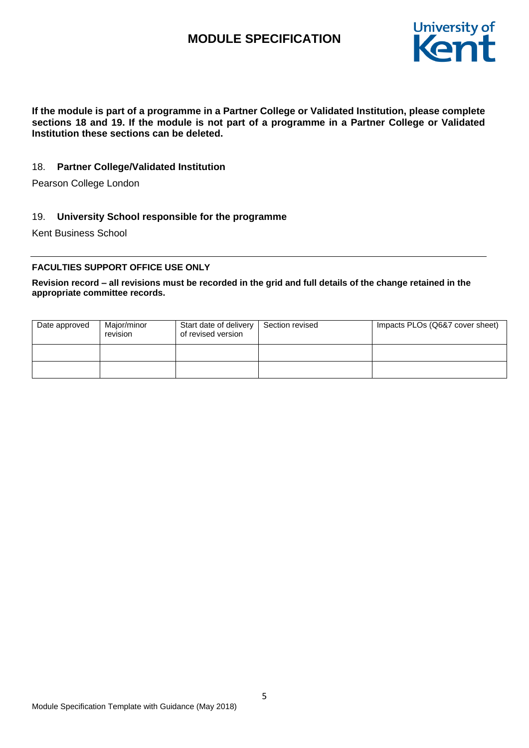**If the module is part of a programme in a Partner College or Validated Institution, please complete sections 18 and 19. If the module is not part of a programme in a Partner College or Validated Institution these sections can be deleted.**

## 18. Partner College/Validated Institution

Pearson College London

## 19. University School responsible for the programme

Kent Business School

---

**FACULTIES SUPPORT OFFICE USE ONLY**

**Revision record – all revisions must be recorded in the grid and full details of the change retained in the appropriate committee records.**

| Date approved | Major/minor revision | Start date of delivery of revised version | Section revised | Impacts PLOs (Q6&7 cover sheet) |
|---|---|---|---|---|
| | | | | |
| | | | | |